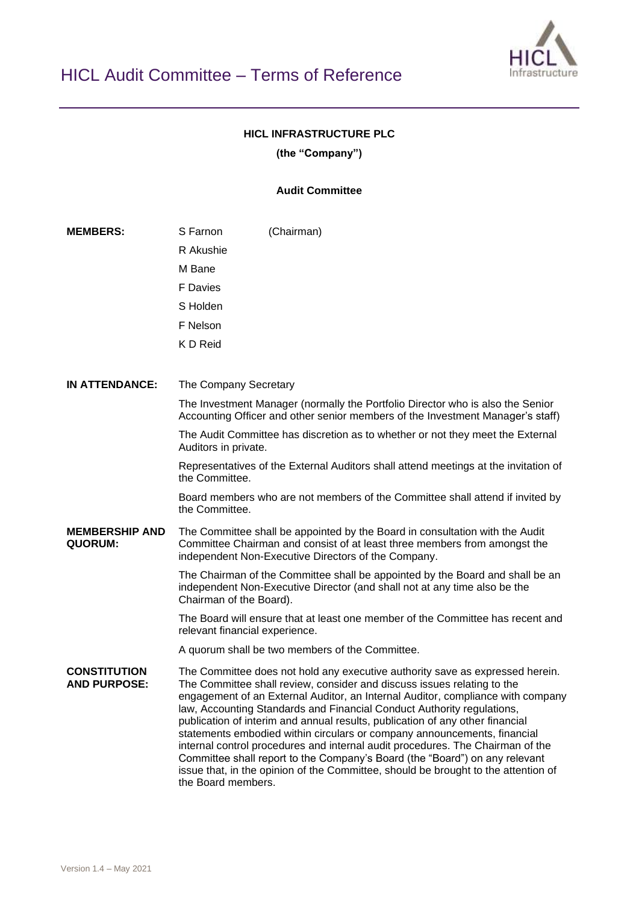# HICL Audit Committee – Terms of Reference

**HICL INFRASTRUCTURE PLC**

**(the "Company")**

**Audit Committee**

**MEMBERS:**

S Farnon (Chairman)
R Akushie
M Bane
F Davies
S Holden
F Nelson
K D Reid

**IN ATTENDANCE:**

The Company Secretary

The Investment Manager (normally the Portfolio Director who is also the Senior Accounting Officer and other senior members of the Investment Manager's staff)

The Audit Committee has discretion as to whether or not they meet the External Auditors in private.

Representatives of the External Auditors shall attend meetings at the invitation of the Committee.

Board members who are not members of the Committee shall attend if invited by the Committee.

**MEMBERSHIP AND QUORUM:**

The Committee shall be appointed by the Board in consultation with the Audit Committee Chairman and consist of at least three members from amongst the independent Non-Executive Directors of the Company.

The Chairman of the Committee shall be appointed by the Board and shall be an independent Non-Executive Director (and shall not at any time also be the Chairman of the Board).

The Board will ensure that at least one member of the Committee has recent and relevant financial experience.

A quorum shall be two members of the Committee.

**CONSTITUTION AND PURPOSE:**

The Committee does not hold any executive authority save as expressed herein. The Committee shall review, consider and discuss issues relating to the engagement of an External Auditor, an Internal Auditor, compliance with company law, Accounting Standards and Financial Conduct Authority regulations, publication of interim and annual results, publication of any other financial statements embodied within circulars or company announcements, financial internal control procedures and internal audit procedures. The Chairman of the Committee shall report to the Company's Board (the "Board") on any relevant issue that, in the opinion of the Committee, should be brought to the attention of the Board members.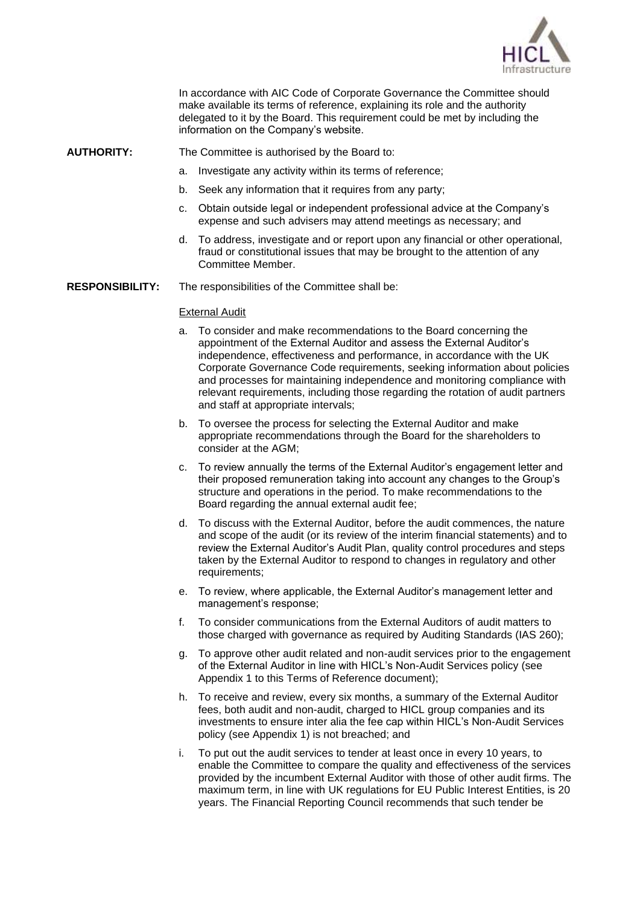In accordance with AIC Code of Corporate Governance the Committee should make available its terms of reference, explaining its role and the authority delegated to it by the Board. This requirement could be met by including the information on the Company's website.

**AUTHORITY:** The Committee is authorised by the Board to:

a. Investigate any activity within its terms of reference;

b. Seek any information that it requires from any party;

c. Obtain outside legal or independent professional advice at the Company's expense and such advisers may attend meetings as necessary; and

d. To address, investigate and or report upon any financial or other operational, fraud or constitutional issues that may be brought to the attention of any Committee Member.

**RESPONSIBILITY:** The responsibilities of the Committee shall be:

External Audit

a. To consider and make recommendations to the Board concerning the appointment of the External Auditor and assess the External Auditor's independence, effectiveness and performance, in accordance with the UK Corporate Governance Code requirements, seeking information about policies and processes for maintaining independence and monitoring compliance with relevant requirements, including those regarding the rotation of audit partners and staff at appropriate intervals;

b. To oversee the process for selecting the External Auditor and make appropriate recommendations through the Board for the shareholders to consider at the AGM;

c. To review annually the terms of the External Auditor's engagement letter and their proposed remuneration taking into account any changes to the Group's structure and operations in the period. To make recommendations to the Board regarding the annual external audit fee;

d. To discuss with the External Auditor, before the audit commences, the nature and scope of the audit (or its review of the interim financial statements) and to review the External Auditor's Audit Plan, quality control procedures and steps taken by the External Auditor to respond to changes in regulatory and other requirements;

e. To review, where applicable, the External Auditor's management letter and management's response;

f. To consider communications from the External Auditors of audit matters to those charged with governance as required by Auditing Standards (IAS 260);

g. To approve other audit related and non-audit services prior to the engagement of the External Auditor in line with HICL's Non-Audit Services policy (see Appendix 1 to this Terms of Reference document);

h. To receive and review, every six months, a summary of the External Auditor fees, both audit and non-audit, charged to HICL group companies and its investments to ensure inter alia the fee cap within HICL's Non-Audit Services policy (see Appendix 1) is not breached; and

i. To put out the audit services to tender at least once in every 10 years, to enable the Committee to compare the quality and effectiveness of the services provided by the incumbent External Auditor with those of other audit firms. The maximum term, in line with UK regulations for EU Public Interest Entities, is 20 years. The Financial Reporting Council recommends that such tender be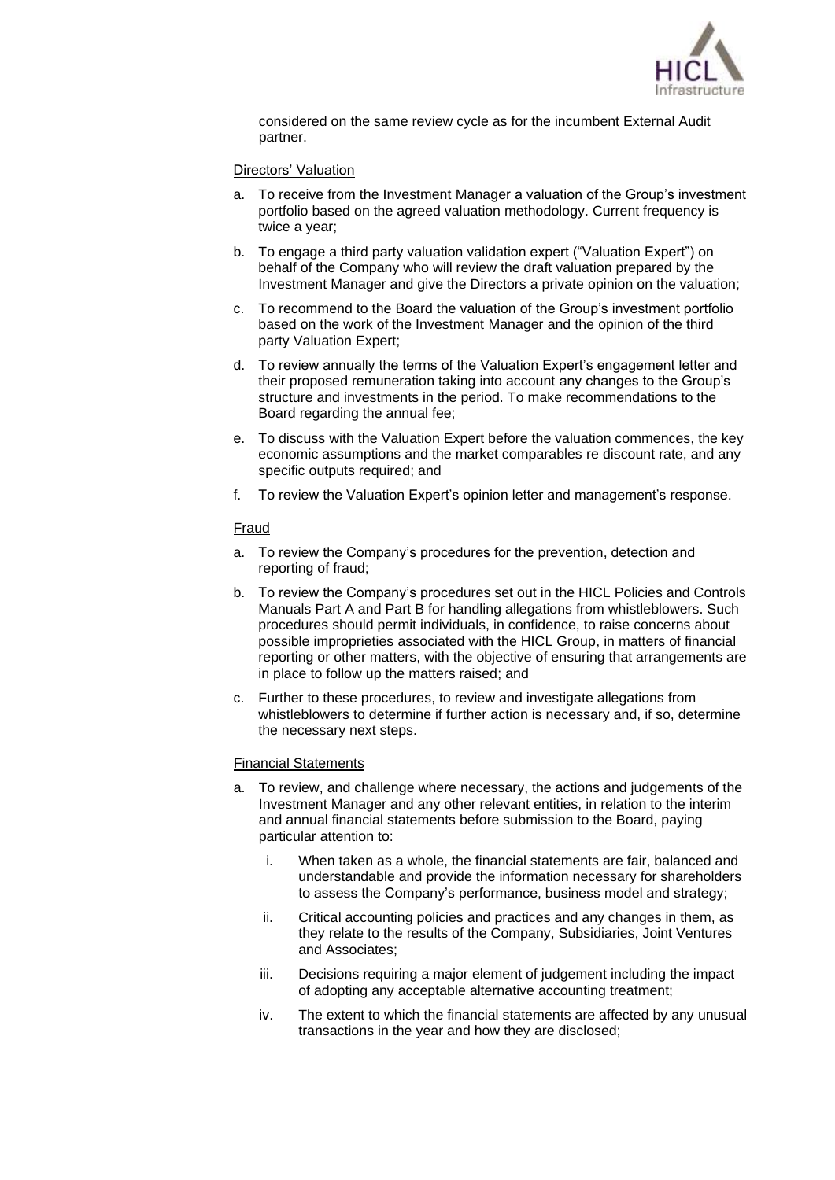considered on the same review cycle as for the incumbent External Audit partner.

Directors' Valuation

a. To receive from the Investment Manager a valuation of the Group's investment portfolio based on the agreed valuation methodology. Current frequency is twice a year;

b. To engage a third party valuation validation expert ("Valuation Expert") on behalf of the Company who will review the draft valuation prepared by the Investment Manager and give the Directors a private opinion on the valuation;

c. To recommend to the Board the valuation of the Group's investment portfolio based on the work of the Investment Manager and the opinion of the third party Valuation Expert;

d. To review annually the terms of the Valuation Expert's engagement letter and their proposed remuneration taking into account any changes to the Group's structure and investments in the period. To make recommendations to the Board regarding the annual fee;

e. To discuss with the Valuation Expert before the valuation commences, the key economic assumptions and the market comparables re discount rate, and any specific outputs required; and

f. To review the Valuation Expert's opinion letter and management's response.

Fraud

a. To review the Company's procedures for the prevention, detection and reporting of fraud;

b. To review the Company's procedures set out in the HICL Policies and Controls Manuals Part A and Part B for handling allegations from whistleblowers. Such procedures should permit individuals, in confidence, to raise concerns about possible improprieties associated with the HICL Group, in matters of financial reporting or other matters, with the objective of ensuring that arrangements are in place to follow up the matters raised; and

c. Further to these procedures, to review and investigate allegations from whistleblowers to determine if further action is necessary and, if so, determine the necessary next steps.

Financial Statements

a. To review, and challenge where necessary, the actions and judgements of the Investment Manager and any other relevant entities, in relation to the interim and annual financial statements before submission to the Board, paying particular attention to:

   i. When taken as a whole, the financial statements are fair, balanced and understandable and provide the information necessary for shareholders to assess the Company's performance, business model and strategy;

   ii. Critical accounting policies and practices and any changes in them, as they relate to the results of the Company, Subsidiaries, Joint Ventures and Associates;

   iii. Decisions requiring a major element of judgement including the impact of adopting any acceptable alternative accounting treatment;

   iv. The extent to which the financial statements are affected by any unusual transactions in the year and how they are disclosed;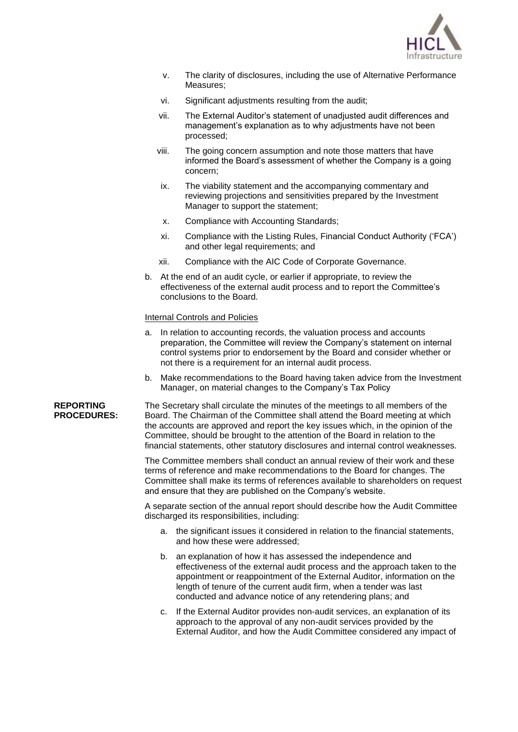v. The clarity of disclosures, including the use of Alternative Performance Measures;

vi. Significant adjustments resulting from the audit;

vii. The External Auditor's statement of unadjusted audit differences and management's explanation as to why adjustments have not been processed;

viii. The going concern assumption and note those matters that have informed the Board's assessment of whether the Company is a going concern;

ix. The viability statement and the accompanying commentary and reviewing projections and sensitivities prepared by the Investment Manager to support the statement;

x. Compliance with Accounting Standards;

xi. Compliance with the Listing Rules, Financial Conduct Authority ('FCA') and other legal requirements; and

xii. Compliance with the AIC Code of Corporate Governance.

b. At the end of an audit cycle, or earlier if appropriate, to review the effectiveness of the external audit process and to report the Committee's conclusions to the Board.

Internal Controls and Policies

a. In relation to accounting records, the valuation process and accounts preparation, the Committee will review the Company's statement on internal control systems prior to endorsement by the Board and consider whether or not there is a requirement for an internal audit process.

b. Make recommendations to the Board having taken advice from the Investment Manager, on material changes to the Company's Tax Policy

**REPORTING PROCEDURES:**

The Secretary shall circulate the minutes of the meetings to all members of the Board. The Chairman of the Committee shall attend the Board meeting at which the accounts are approved and report the key issues which, in the opinion of the Committee, should be brought to the attention of the Board in relation to the financial statements, other statutory disclosures and internal control weaknesses.

The Committee members shall conduct an annual review of their work and these terms of reference and make recommendations to the Board for changes. The Committee shall make its terms of references available to shareholders on request and ensure that they are published on the Company's website.

A separate section of the annual report should describe how the Audit Committee discharged its responsibilities, including:

a. the significant issues it considered in relation to the financial statements, and how these were addressed;

b. an explanation of how it has assessed the independence and effectiveness of the external audit process and the approach taken to the appointment or reappointment of the External Auditor, information on the length of tenure of the current audit firm, when a tender was last conducted and advance notice of any retendering plans; and

c. If the External Auditor provides non-audit services, an explanation of its approach to the approval of any non-audit services provided by the External Auditor, and how the Audit Committee considered any impact of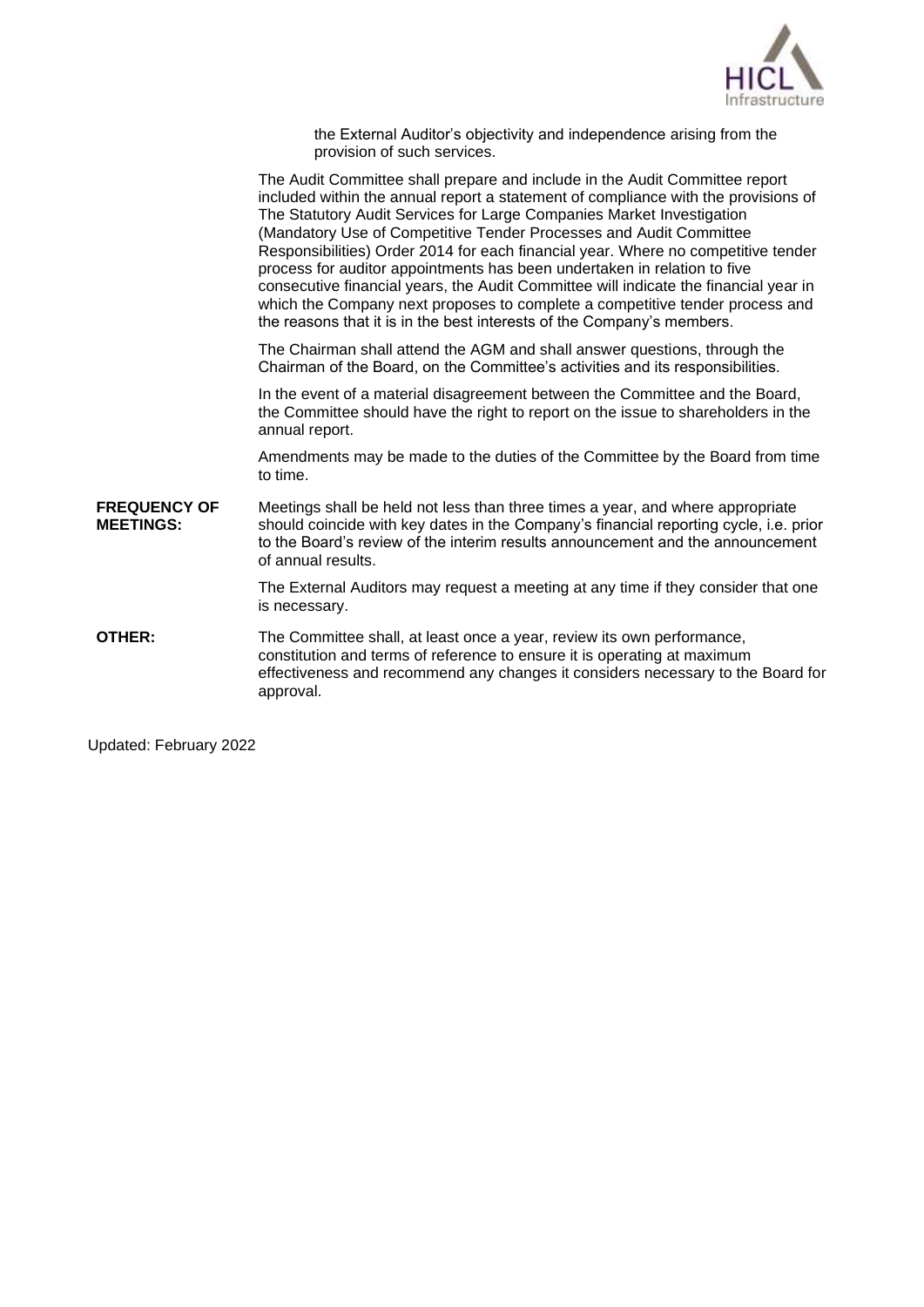the External Auditor's objectivity and independence arising from the provision of such services.

The Audit Committee shall prepare and include in the Audit Committee report included within the annual report a statement of compliance with the provisions of The Statutory Audit Services for Large Companies Market Investigation (Mandatory Use of Competitive Tender Processes and Audit Committee Responsibilities) Order 2014 for each financial year. Where no competitive tender process for auditor appointments has been undertaken in relation to five consecutive financial years, the Audit Committee will indicate the financial year in which the Company next proposes to complete a competitive tender process and the reasons that it is in the best interests of the Company's members.

The Chairman shall attend the AGM and shall answer questions, through the Chairman of the Board, on the Committee's activities and its responsibilities.

In the event of a material disagreement between the Committee and the Board, the Committee should have the right to report on the issue to shareholders in the annual report.

Amendments may be made to the duties of the Committee by the Board from time to time.

**FREQUENCY OF MEETINGS:** Meetings shall be held not less than three times a year, and where appropriate should coincide with key dates in the Company's financial reporting cycle, i.e. prior to the Board's review of the interim results announcement and the announcement of annual results.

The External Auditors may request a meeting at any time if they consider that one is necessary.

**OTHER:** The Committee shall, at least once a year, review its own performance, constitution and terms of reference to ensure it is operating at maximum effectiveness and recommend any changes it considers necessary to the Board for approval.

Updated: February 2022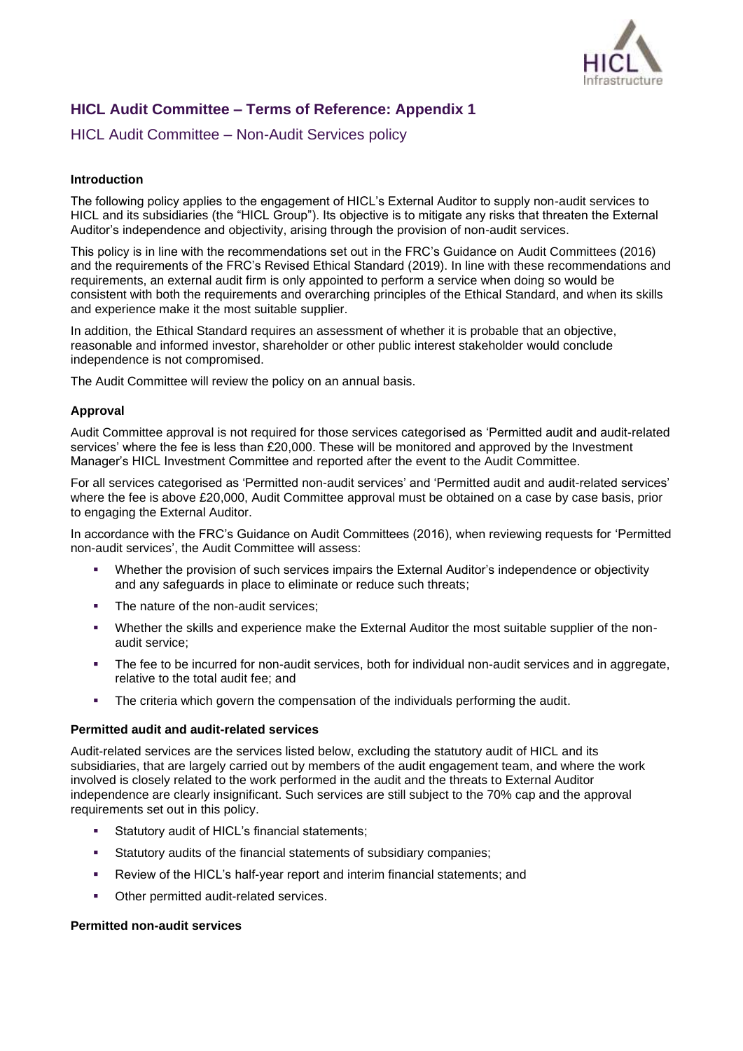## HICL Audit Committee – Terms of Reference: Appendix 1

### HICL Audit Committee – Non-Audit Services policy

**Introduction**

The following policy applies to the engagement of HICL's External Auditor to supply non-audit services to HICL and its subsidiaries (the "HICL Group"). Its objective is to mitigate any risks that threaten the External Auditor's independence and objectivity, arising through the provision of non-audit services.

This policy is in line with the recommendations set out in the FRC's Guidance on Audit Committees (2016) and the requirements of the FRC's Revised Ethical Standard (2019). In line with these recommendations and requirements, an external audit firm is only appointed to perform a service when doing so would be consistent with both the requirements and overarching principles of the Ethical Standard, and when its skills and experience make it the most suitable supplier.

In addition, the Ethical Standard requires an assessment of whether it is probable that an objective, reasonable and informed investor, shareholder or other public interest stakeholder would conclude independence is not compromised.

The Audit Committee will review the policy on an annual basis.

**Approval**

Audit Committee approval is not required for those services categorised as 'Permitted audit and audit-related services' where the fee is less than £20,000. These will be monitored and approved by the Investment Manager's HICL Investment Committee and reported after the event to the Audit Committee.

For all services categorised as 'Permitted non-audit services' and 'Permitted audit and audit-related services' where the fee is above £20,000, Audit Committee approval must be obtained on a case by case basis, prior to engaging the External Auditor.

In accordance with the FRC's Guidance on Audit Committees (2016), when reviewing requests for 'Permitted non-audit services', the Audit Committee will assess:

- Whether the provision of such services impairs the External Auditor's independence or objectivity and any safeguards in place to eliminate or reduce such threats;
- The nature of the non-audit services;
- Whether the skills and experience make the External Auditor the most suitable supplier of the non-audit service;
- The fee to be incurred for non-audit services, both for individual non-audit services and in aggregate, relative to the total audit fee; and
- The criteria which govern the compensation of the individuals performing the audit.

**Permitted audit and audit-related services**

Audit-related services are the services listed below, excluding the statutory audit of HICL and its subsidiaries, that are largely carried out by members of the audit engagement team, and where the work involved is closely related to the work performed in the audit and the threats to External Auditor independence are clearly insignificant. Such services are still subject to the 70% cap and the approval requirements set out in this policy.

- Statutory audit of HICL's financial statements;
- Statutory audits of the financial statements of subsidiary companies;
- Review of the HICL's half-year report and interim financial statements; and
- Other permitted audit-related services.

**Permitted non-audit services**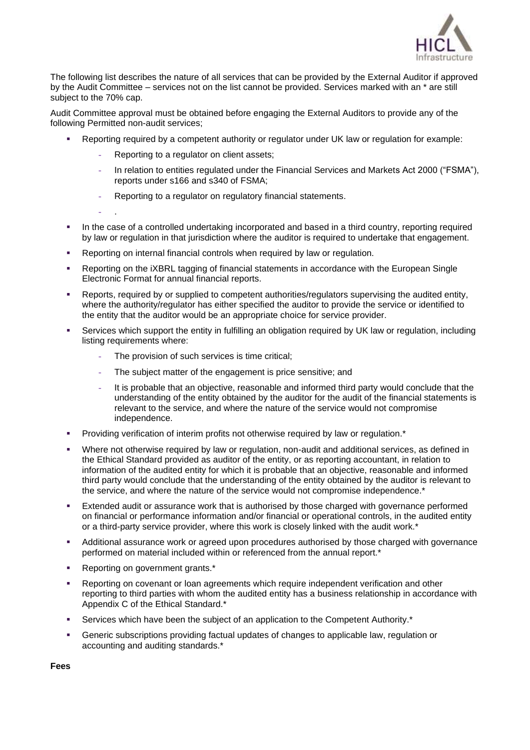The following list describes the nature of all services that can be provided by the External Auditor if approved by the Audit Committee – services not on the list cannot be provided. Services marked with an * are still subject to the 70% cap.

Audit Committee approval must be obtained before engaging the External Auditors to provide any of the following Permitted non-audit services;

- Reporting required by a competent authority or regulator under UK law or regulation for example:
  - Reporting to a regulator on client assets;
  - In relation to entities regulated under the Financial Services and Markets Act 2000 ("FSMA"), reports under s166 and s340 of FSMA;
  - Reporting to a regulator on regulatory financial statements.
  - .
- In the case of a controlled undertaking incorporated and based in a third country, reporting required by law or regulation in that jurisdiction where the auditor is required to undertake that engagement.
- Reporting on internal financial controls when required by law or regulation.
- Reporting on the iXBRL tagging of financial statements in accordance with the European Single Electronic Format for annual financial reports.
- Reports, required by or supplied to competent authorities/regulators supervising the audited entity, where the authority/regulator has either specified the auditor to provide the service or identified to the entity that the auditor would be an appropriate choice for service provider.
- Services which support the entity in fulfilling an obligation required by UK law or regulation, including listing requirements where:
  - The provision of such services is time critical;
  - The subject matter of the engagement is price sensitive; and
  - It is probable that an objective, reasonable and informed third party would conclude that the understanding of the entity obtained by the auditor for the audit of the financial statements is relevant to the service, and where the nature of the service would not compromise independence.
- Providing verification of interim profits not otherwise required by law or regulation.*
- Where not otherwise required by law or regulation, non-audit and additional services, as defined in the Ethical Standard provided as auditor of the entity, or as reporting accountant, in relation to information of the audited entity for which it is probable that an objective, reasonable and informed third party would conclude that the understanding of the entity obtained by the auditor is relevant to the service, and where the nature of the service would not compromise independence.*
- Extended audit or assurance work that is authorised by those charged with governance performed on financial or performance information and/or financial or operational controls, in the audited entity or a third-party service provider, where this work is closely linked with the audit work.*
- Additional assurance work or agreed upon procedures authorised by those charged with governance performed on material included within or referenced from the annual report.*
- Reporting on government grants.*
- Reporting on covenant or loan agreements which require independent verification and other reporting to third parties with whom the audited entity has a business relationship in accordance with Appendix C of the Ethical Standard.*
- Services which have been the subject of an application to the Competent Authority.*
- Generic subscriptions providing factual updates of changes to applicable law, regulation or accounting and auditing standards.*

**Fees**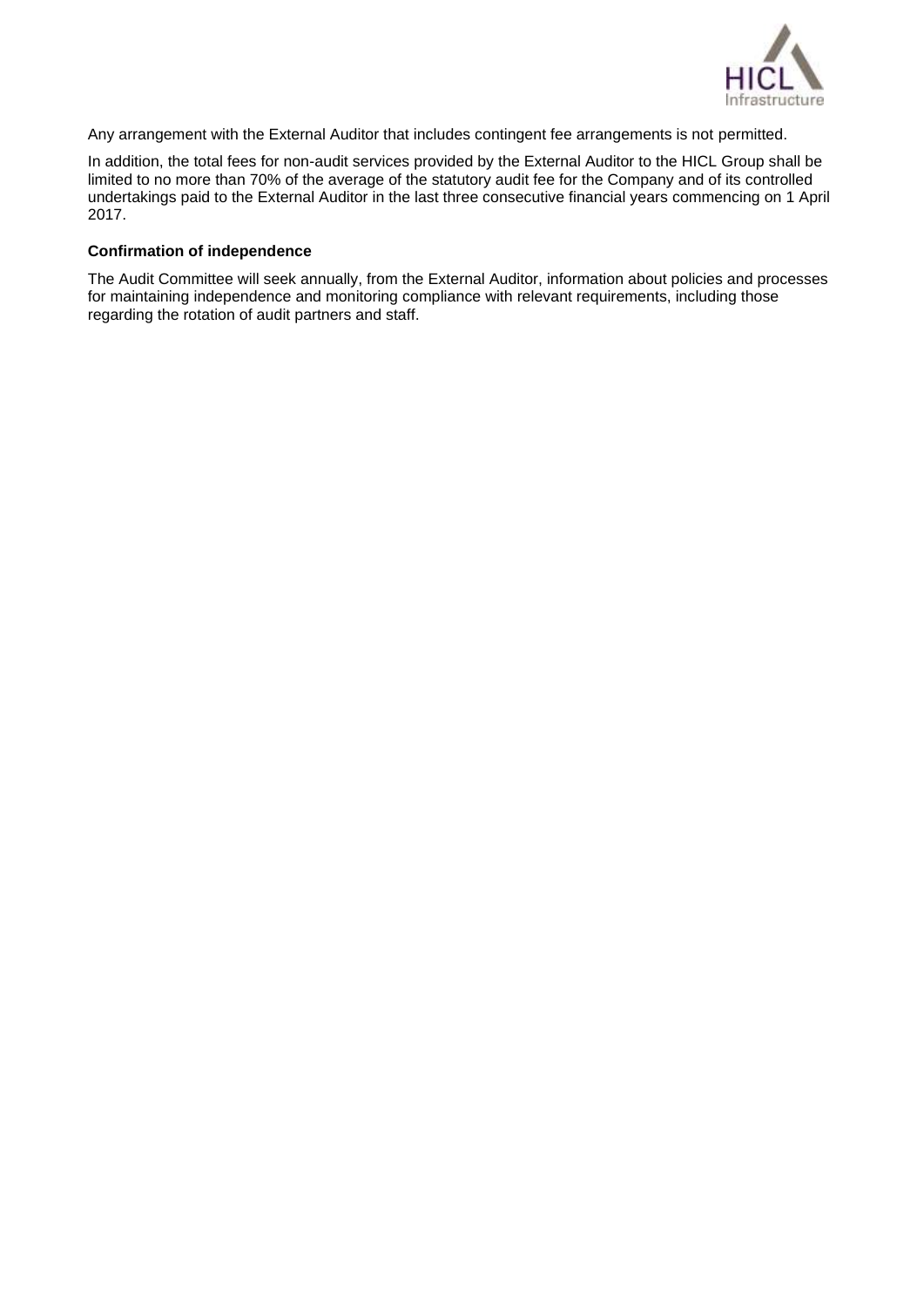Any arrangement with the External Auditor that includes contingent fee arrangements is not permitted.

In addition, the total fees for non-audit services provided by the External Auditor to the HICL Group shall be limited to no more than 70% of the average of the statutory audit fee for the Company and of its controlled undertakings paid to the External Auditor in the last three consecutive financial years commencing on 1 April 2017.

**Confirmation of independence**

The Audit Committee will seek annually, from the External Auditor, information about policies and processes for maintaining independence and monitoring compliance with relevant requirements, including those regarding the rotation of audit partners and staff.